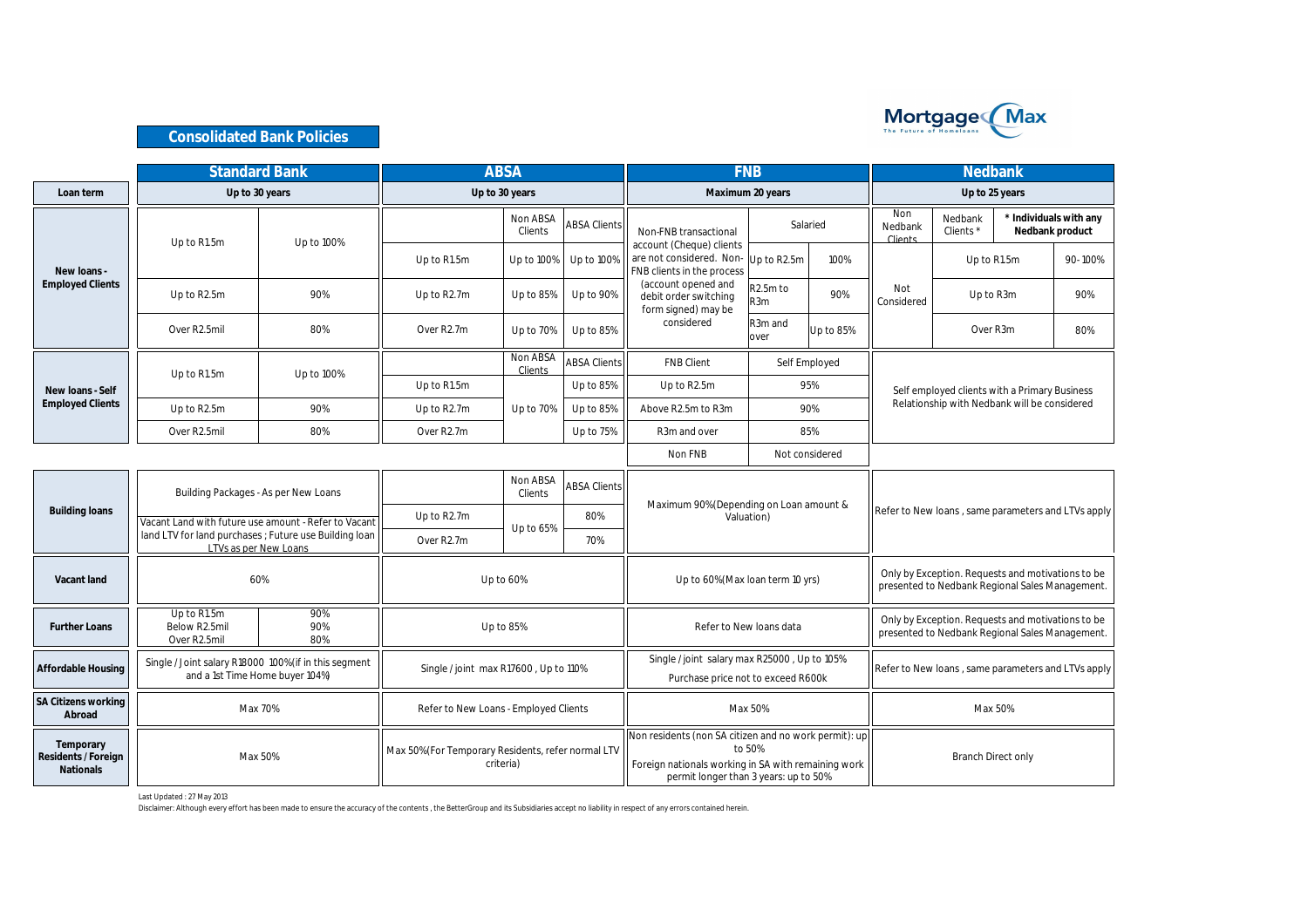Mortgage Max
The Future of Homeloans

## Consolidated Bank Policies

| | Standard Bank | | ABSA | | | FNB | | | Nedbank | | | |
|---|---|---|---|---|---|---|---|---|---|---|---|---|
| **Loan term** | Up to 30 years | | Up to 30 years | | | Maximum 20 years | | | Up to 25 years | | | |
| **New loans - Employed Clients** | Up to R1.5m | Up to 100% | | Non ABSA Clients | ABSA Clients | Non-FNB transactional account (Cheque) clients are not considered. Non-FNB clients in the process (account opened and debit order switching form signed) may be considered | Salaried | | Non Nedbank Clients | Nedbank Clients * | * Individuals with any Nedbank product | |
| | | | Up to R1.5m | Up to 100% | Up to 100% | | Up to R2.5m | 100% | Not Considered | Up to R1.5m | | 90- 100% |
| | Up to R2.5m | 90% | Up to R2.7m | Up to 85% | Up to 90% | | R2.5m to R3m | 90% | | Up to R3m | | 90% |
| | Over R2.5mil | 80% | Over R2.7m | Up to 70% | Up to 85% | | R3m and over | Up to 85% | | Over R3m | | 80% |
| **New loans - Self Employed Clients** | Up to R1.5m | Up to 100% | | Non ABSA Clients | ABSA Clients | FNB Client | Self Employed | | Self employed clients with a Primary Business Relationship with Nedbank will be considered | | | |
| | | | Up to R1.5m | Up to 70% | Up to 85% | Up to R2.5m | 95% | | | | | |
| | Up to R2.5m | 90% | Up to R2.7m | | Up to 85% | Above R2.5m to R3m | 90% | | | | | |
| | Over R2.5mil | 80% | Over R2.7m | | Up to 75% | R3m and over | 85% | | | | | |
| | | | | | | Non FNB | Not considered | | | | | |
| **Building loans** | Building Packages - As per New Loans | | | Non ABSA Clients | ABSA Clients | Maximum 90%(Depending on Loan amount & Valuation) | | | Refer to New loans , same parameters and LTVs apply | | | |
| | Vacant Land with future use amount - Refer to Vacant land LTV for land purchases ; Future use Building loan LTVs as per New Loans | | Up to R2.7m | Up to 65% | 80% | | | | | | | |
| | | | Over R2.7m | | 70% | | | | | | | |
| **Vacant land** | 60% | | Up to 60% | | | Up to 60%(Max loan term 10 yrs) | | | Only by Exception. Requests and motivations to be presented to Nedbank Regional Sales Management. | | | |
| **Further Loans** | Up to R1.5m<br>Below R2.5mil<br>Over R2.5mil | 90%<br>90%<br>80% | Up to 85% | | | Refer to New loans data | | | Only by Exception. Requests and motivations to be presented to Nedbank Regional Sales Management. | | | |
| **Affordable Housing** | Single / Joint salary R18000 100%(if in this segment and a 1st Time Home buyer 104%) | | Single / joint max R17600 , Up to 110% | | | Single / joint salary max R25000 , Up to 105%<br>Purchase price not to exceed R600k | | | Refer to New loans , same parameters and LTVs apply | | | |
| **SA Citizens working Abroad** | Max 70% | | Refer to New Loans - Employed Clients | | | Max 50% | | | Max 50% | | | |
| **Temporary Residents / Foreign Nationals** | Max 50% | | Max 50%(For Temporary Residents, refer normal LTV criteria) | | | Non residents (non SA citizen and no work permit): up to 50%<br>Foreign nationals working in SA with remaining work permit longer than 3 years: up to 50% | | | Branch Direct only | | | |

Last Updated : 27 May 2013

Disclaimer: Although every effort has been made to ensure the accuracy of the contents , the BetterGroup and its Subsidiaries accept no liability in respect of any errors contained herein.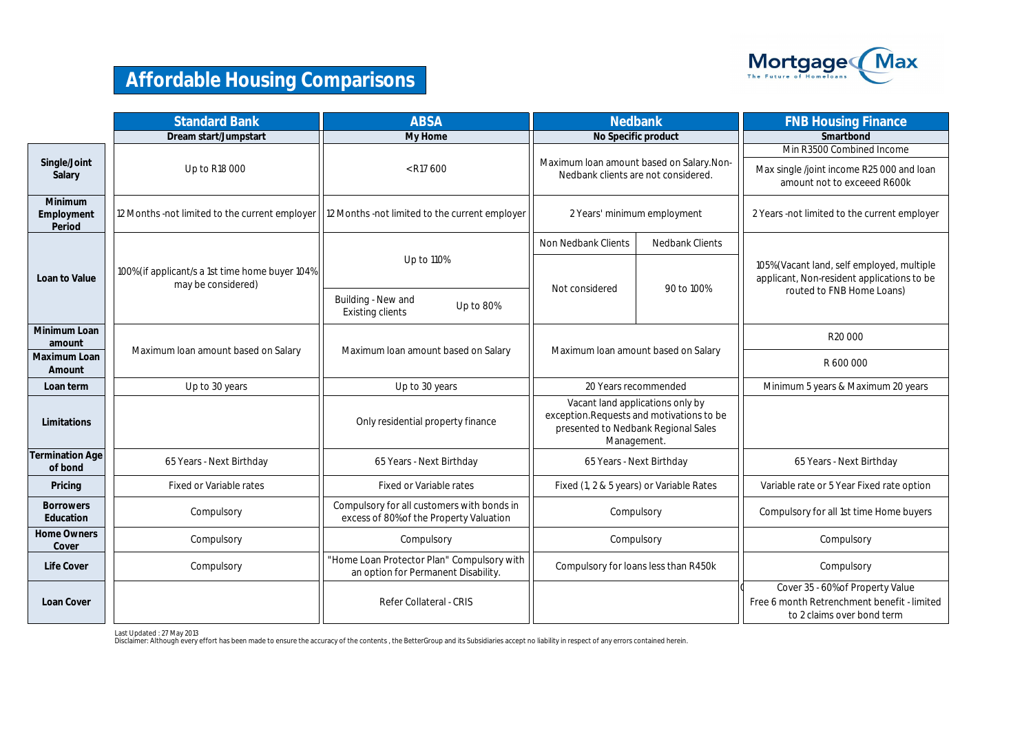# Affordable Housing Comparisons

Mortgage Max
The Future of Homeloans

| | Standard Bank | ABSA | Nedbank | | FNB Housing Finance |
|---|---|---|---|---|---|
| | Dream start/Jumpstart | My Home | No Specific product | | Smartbond |
| Single/Joint Salary | Up to R18 000 | <R17 600 | Maximum loan amount based on Salary.Non-Nedbank clients are not considered. | | Min R3500 Combined Income<br>Max single /joint income R25 000 and loan amount not to exceeed R600k |
| Minimum Employment Period | 12 Months -not limited to the current employer | 12 Months -not limited to the current employer | 2 Years' minimum employment | | 2 Years -not limited to the current employer |
| Loan to Value | 100%(if applicant/s a 1st time home buyer 104% may be considered) | Up to 110%<br>Building - New and Existing clients: Up to 80% | Non Nedbank Clients: Not considered | Nedbank Clients: 90 to 100% | 105%(Vacant land, self employed, multiple applicant, Non-resident applications to be routed to FNB Home Loans) |
| Minimum Loan amount | Maximum loan amount based on Salary | Maximum loan amount based on Salary | Maximum loan amount based on Salary | | R20 000 |
| Maximum Loan Amount | | | | | R 600 000 |
| Loan term | Up to 30 years | Up to 30 years | 20 Years recommended | | Minimum 5 years & Maximum 20 years |
| Limitations | | Only residential property finance | Vacant land applications only by exception.Requests and motivations to be presented to Nedbank Regional Sales Management. | | |
| Termination Age of bond | 65 Years - Next Birthday | 65 Years - Next Birthday | 65 Years - Next Birthday | | 65 Years - Next Birthday |
| Pricing | Fixed or Variable rates | Fixed or Variable rates | Fixed (1, 2 & 5 years) or Variable Rates | | Variable rate or 5 Year Fixed rate option |
| Borrowers Education | Compulsory | Compulsory for all customers with bonds in excess of 80%of the Property Valuation | Compulsory | | Compulsory for all 1st time Home buyers |
| Home Owners Cover | Compulsory | Compulsory | Compulsory | | Compulsory |
| Life Cover | Compulsory | "Home Loan Protector Plan" Compulsory with an option for Permanent Disability. | Compulsory for loans less than R450k | | Compulsory |
| Loan Cover | | Refer Collateral - CRIS | | | Cover 35 - 60%of Property Value<br>Free 6 month Retrenchment benefit - limited to 2 claims over bond term |

Last Updated : 27 May 2013
Disclaimer: Although every effort has been made to ensure the accuracy of the contents , the BetterGroup and its Subsidiaries accept no liability in respect of any errors contained herein.